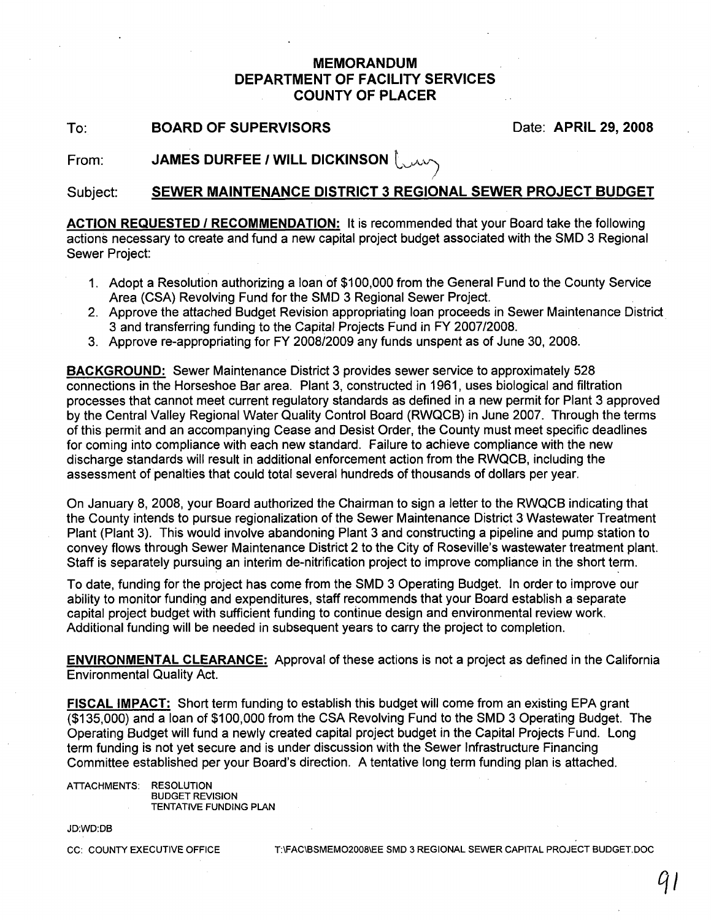# MEMORANDUM
# DEPARTMENT OF FACILITY SERVICES
# COUNTY OF PLACER

**To:** **BOARD OF SUPERVISORS** Date: **APRIL 29, 2008**

**From:** **JAMES DURFEE / WILL DICKINSON**

**Subject:** **SEWER MAINTENANCE DISTRICT 3 REGIONAL SEWER PROJECT BUDGET**

**ACTION REQUESTED / RECOMMENDATION:** It is recommended that your Board take the following actions necessary to create and fund a new capital project budget associated with the SMD 3 Regional Sewer Project:

1. Adopt a Resolution authorizing a loan of $100,000 from the General Fund to the County Service Area (CSA) Revolving Fund for the SMD 3 Regional Sewer Project.
2. Approve the attached Budget Revision appropriating loan proceeds in Sewer Maintenance District 3 and transferring funding to the Capital Projects Fund in FY 2007/2008.
3. Approve re-appropriating for FY 2008/2009 any funds unspent as of June 30, 2008.

**BACKGROUND:** Sewer Maintenance District 3 provides sewer service to approximately 528 connections in the Horseshoe Bar area. Plant 3, constructed in 1961, uses biological and filtration processes that cannot meet current regulatory standards as defined in a new permit for Plant 3 approved by the Central Valley Regional Water Quality Control Board (RWQCB) in June 2007. Through the terms of this permit and an accompanying Cease and Desist Order, the County must meet specific deadlines for coming into compliance with each new standard. Failure to achieve compliance with the new discharge standards will result in additional enforcement action from the RWQCB, including the assessment of penalties that could total several hundreds of thousands of dollars per year.

On January 8, 2008, your Board authorized the Chairman to sign a letter to the RWQCB indicating that the County intends to pursue regionalization of the Sewer Maintenance District 3 Wastewater Treatment Plant (Plant 3). This would involve abandoning Plant 3 and constructing a pipeline and pump station to convey flows through Sewer Maintenance District 2 to the City of Roseville's wastewater treatment plant. Staff is separately pursuing an interim de-nitrification project to improve compliance in the short term.

To date, funding for the project has come from the SMD 3 Operating Budget. In order to improve our ability to monitor funding and expenditures, staff recommends that your Board establish a separate capital project budget with sufficient funding to continue design and environmental review work. Additional funding will be needed in subsequent years to carry the project to completion.

**ENVIRONMENTAL CLEARANCE:** Approval of these actions is not a project as defined in the California Environmental Quality Act.

**FISCAL IMPACT:** Short term funding to establish this budget will come from an existing EPA grant ($135,000) and a loan of $100,000 from the CSA Revolving Fund to the SMD 3 Operating Budget. The Operating Budget will fund a newly created capital project budget in the Capital Projects Fund. Long term funding is not yet secure and is under discussion with the Sewer Infrastructure Financing Committee established per your Board's direction. A tentative long term funding plan is attached.

ATTACHMENTS: RESOLUTION
BUDGET REVISION
TENTATIVE FUNDING PLAN

JD:WD:DB

CC: COUNTY EXECUTIVE OFFICE T:\FAC\BSMEMO2008\EE SMD 3 REGIONAL SEWER CAPITAL PROJECT BUDGET.DOC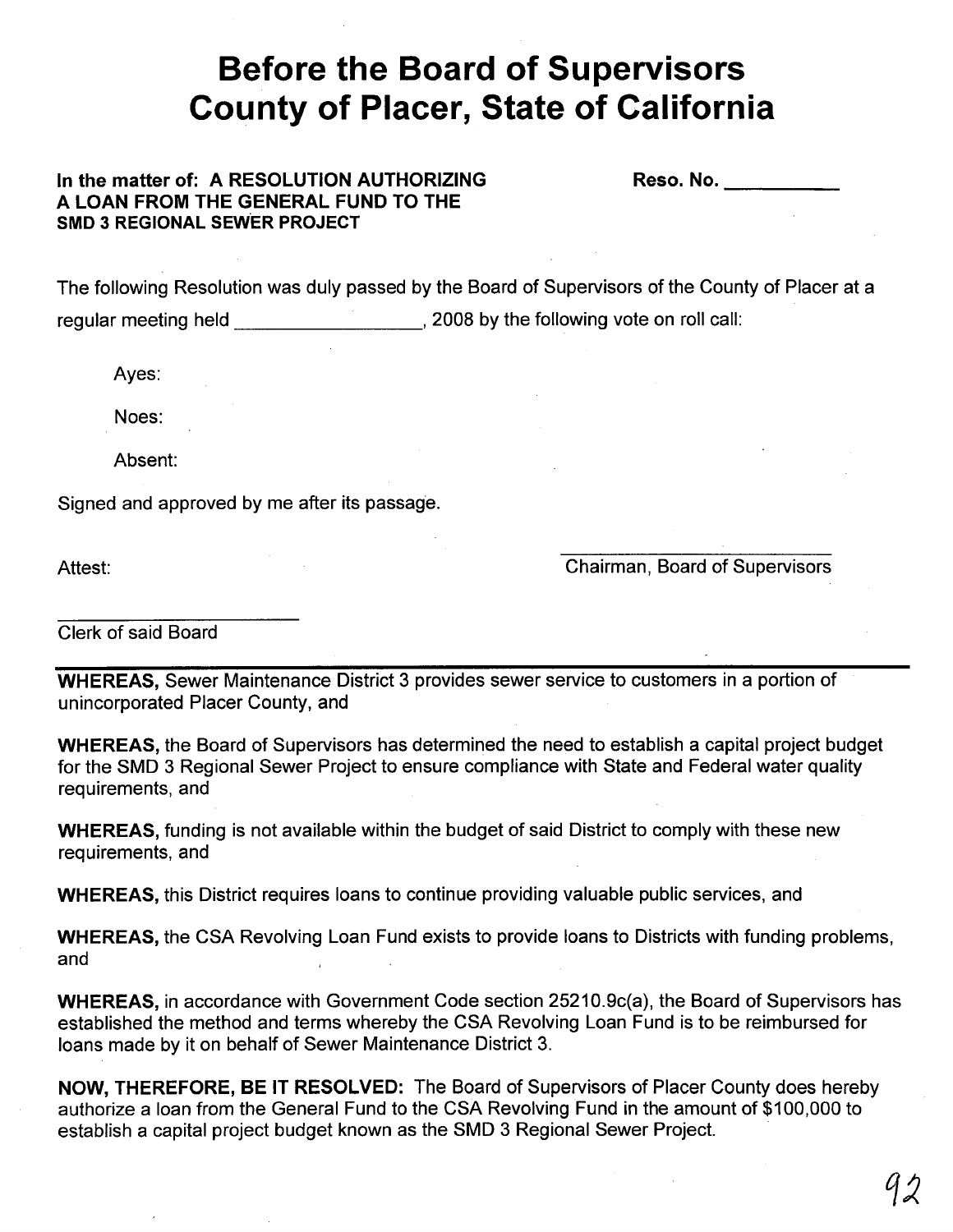# Before the Board of Supervisors County of Placer, State of California

**In the matter of: A RESOLUTION AUTHORIZING A LOAN FROM THE GENERAL FUND TO THE SMD 3 REGIONAL SEWER PROJECT**

**Reso. No. \_\_\_\_\_\_\_\_\_\_**

The following Resolution was duly passed by the Board of Supervisors of the County of Placer at a regular meeting held \_\_\_\_\_\_\_\_\_\_\_\_\_\_\_\_\_\_, 2008 by the following vote on roll call:

Ayes:

Noes:

Absent:

Signed and approved by me after its passage.

Attest:

\_\_\_\_\_\_\_\_\_\_\_\_\_\_\_\_\_\_\_\_\_\_\_\_\_\_\_\_
Chairman, Board of Supervisors

\_\_\_\_\_\_\_\_\_\_\_\_\_\_\_\_\_\_\_\_\_\_\_\_\_\_\_\_
Clerk of said Board

---

**WHEREAS,** Sewer Maintenance District 3 provides sewer service to customers in a portion of unincorporated Placer County, and

**WHEREAS,** the Board of Supervisors has determined the need to establish a capital project budget for the SMD 3 Regional Sewer Project to ensure compliance with State and Federal water quality requirements, and

**WHEREAS,** funding is not available within the budget of said District to comply with these new requirements, and

**WHEREAS,** this District requires loans to continue providing valuable public services, and

**WHEREAS,** the CSA Revolving Loan Fund exists to provide loans to Districts with funding problems, and

**WHEREAS,** in accordance with Government Code section 25210.9c(a), the Board of Supervisors has established the method and terms whereby the CSA Revolving Loan Fund is to be reimbursed for loans made by it on behalf of Sewer Maintenance District 3.

**NOW, THEREFORE, BE IT RESOLVED:** The Board of Supervisors of Placer County does hereby authorize a loan from the General Fund to the CSA Revolving Fund in the amount of $100,000 to establish a capital project budget known as the SMD 3 Regional Sewer Project.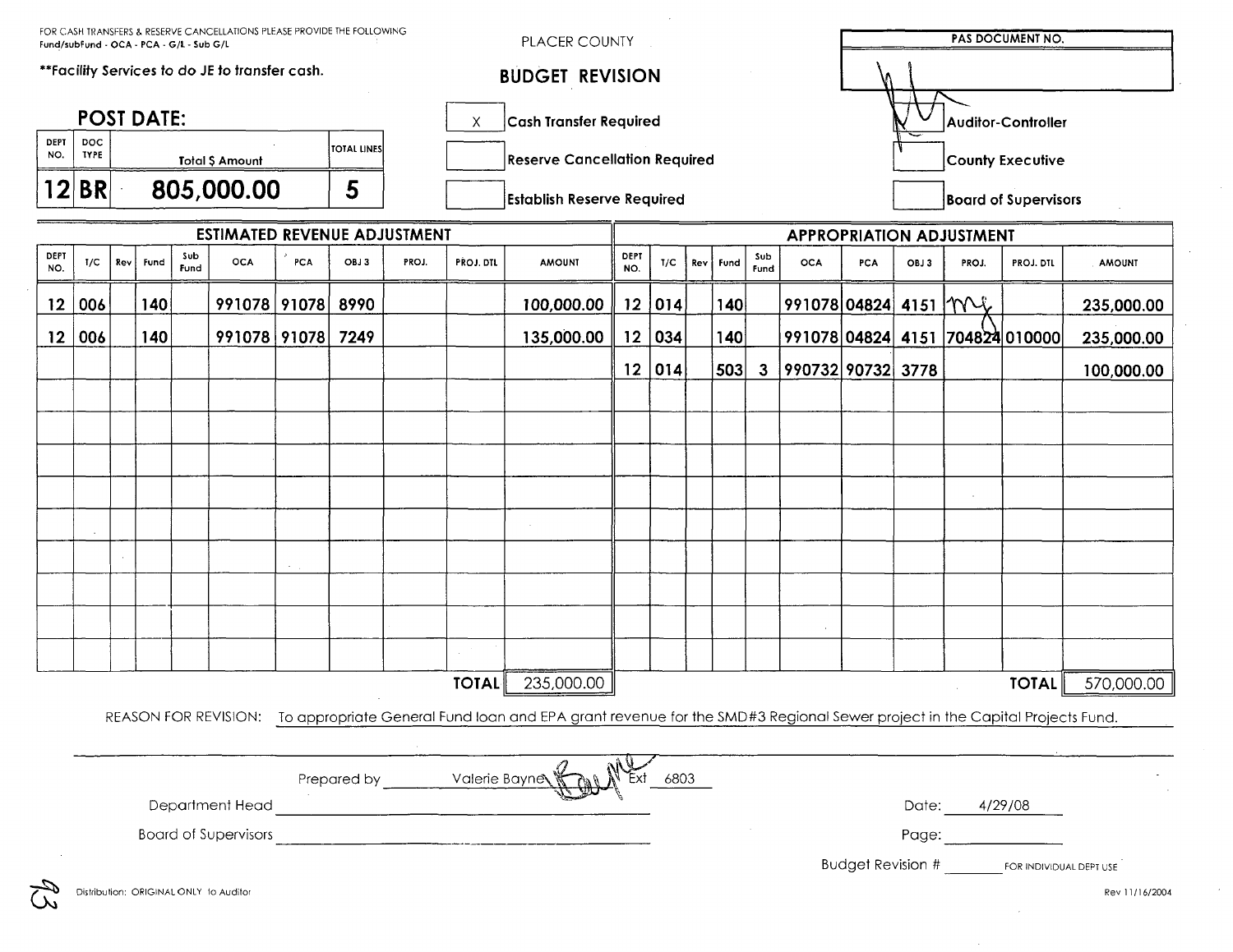FOR CASH TRANSFERS & RESERVE CANCELLATIONS PLEASE PROVIDE THE FOLLOWING
Fund/subFund - OCA - PCA - G/L - Sub G/L

**Facility Services to do JE to transfer cash.

# PLACER COUNTY

## BUDGET REVISION

| PAS DOCUMENT NO. |
|---|
| |

| | |
|---|---|
| X | Cash Transfer Required |
| | Reserve Cancellation Required |
| | Establish Reserve Required |

| | |
|---|---|
| (initialed) | Auditor-Controller |
| | County Executive |
| | Board of Supervisors |

### POST DATE:

| DEPT NO. | DOC TYPE | Total $ Amount | TOTAL LINES |
|---|---|---|---|
| 12 | BR | 805,000.00 | 5 |

| ESTIMATED REVENUE ADJUSTMENT | | | | | | | | | | | APPROPRIATION ADJUSTMENT | | | | | | | | | | |
|---|---|---|---|---|---|---|---|---|---|---|---|---|---|---|---|---|---|---|---|---|---|
| DEPT NO. | T/C | Rev | Fund | Sub Fund | OCA | PCA | OBJ 3 | PROJ. | PROJ. DTL | AMOUNT | DEPT NO. | T/C | Rev | Fund | Sub Fund | OCA | PCA | OBJ 3 | PROJ. | PROJ. DTL | AMOUNT |
| 12 | 006 | | 140 | | 991078 | 91078 | 8990 | | | 100,000.00 | 12 | 014 | | 140 | | 991078 | 04824 | 4151 | (initialed) | | 235,000.00 |
| 12 | 006 | | 140 | | 991078 | 91078 | 7249 | | | 135,000.00 | 12 | 034 | | 140 | | 991078 | 04824 | 4151 | 704824 | 010000 | 235,000.00 |
| | | | | | | | | | | | 12 | 014 | | 503 | 3 | 990732 | 90732 | 3778 | | | 100,000.00 |
| | | | | | | | | | TOTAL | 235,000.00 | | | | | | | | | | TOTAL | 570,000.00 |

REASON FOR REVISION: To appropriate General Fund loan and EPA grant revenue for the SMD#3 Regional Sewer project in the Capital Projects Fund.

Prepared by Valerie Bayne (signed) Ext 6803

Department Head ______________________

Board of Supervisors ______________________

Date: 4/29/08

Page: ______

Budget Revision # ______ FOR INDIVIDUAL DEPT USE

Distribution: ORIGINAL ONLY to Auditor

Rev 11/16/2004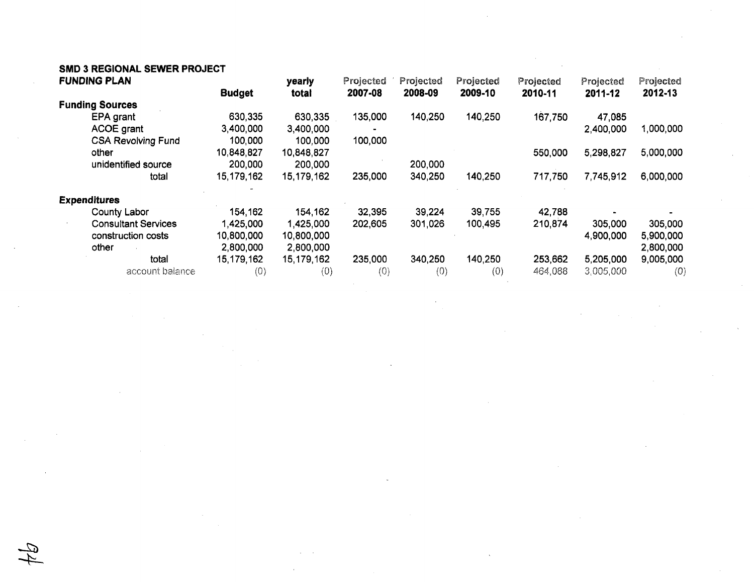**SMD 3 REGIONAL SEWER PROJECT**

| FUNDING PLAN | Budget | yearly total | Projected 2007-08 | Projected 2008-09 | Projected 2009-10 | Projected 2010-11 | Projected 2011-12 | Projected 2012-13 |
|---|---|---|---|---|---|---|---|---|
| **Funding Sources** | | | | | | | | |
| EPA grant | 630,335 | 630,335 | 135,000 | 140,250 | 140,250 | 167,750 | 47,085 | |
| ACOE grant | 3,400,000 | 3,400,000 | - | | | | 2,400,000 | 1,000,000 |
| CSA Revolving Fund | 100,000 | 100,000 | 100,000 | | | | | |
| other | 10,848,827 | 10,848,827 | | | | 550,000 | 5,298,827 | 5,000,000 |
| unidentified source | 200,000 | 200,000 | | 200,000 | | | | |
| total | 15,179,162 | 15,179,162 | 235,000 | 340,250 | 140,250 | 717,750 | 7,745,912 | 6,000,000 |
| | - | | | | | | | |
| **Expenditures** | | | | | | | | |
| County Labor | 154,162 | 154,162 | 32,395 | 39,224 | 39,755 | 42,788 | - | - |
| Consultant Services | 1,425,000 | 1,425,000 | 202,605 | 301,026 | 100,495 | 210,874 | 305,000 | 305,000 |
| construction costs | 10,800,000 | 10,800,000 | | | | | 4,900,000 | 5,900,000 |
| other | 2,800,000 | 2,800,000 | | | | | | 2,800,000 |
| total | 15,179,162 | 15,179,162 | 235,000 | 340,250 | 140,250 | 253,662 | 5,205,000 | 9,005,000 |
| account balance | (0) | (0) | (0) | (0) | (0) | 464,088 | 3,005,000 | (0) |